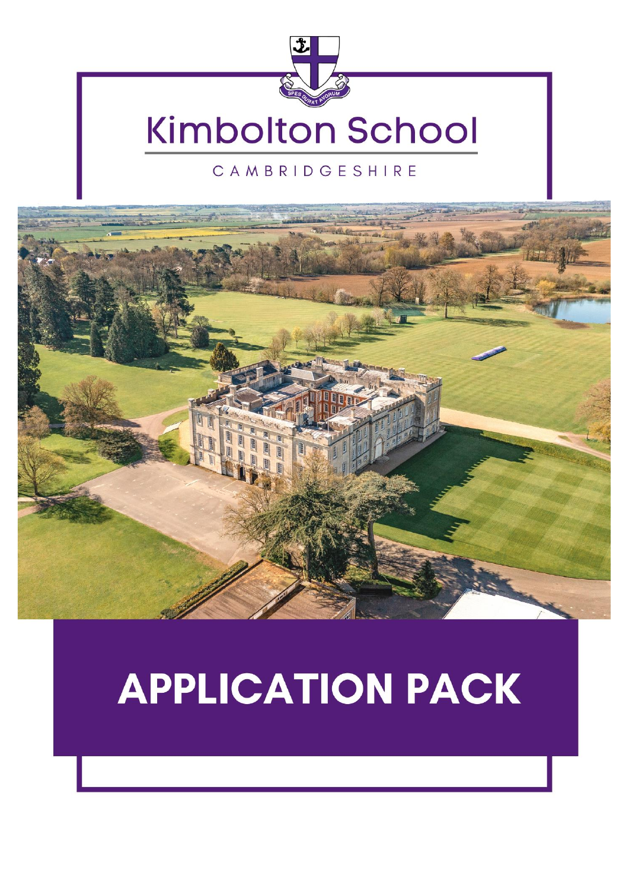# Kimbolton School

CAMBRIDGESHIRE

# APPLICATION PACK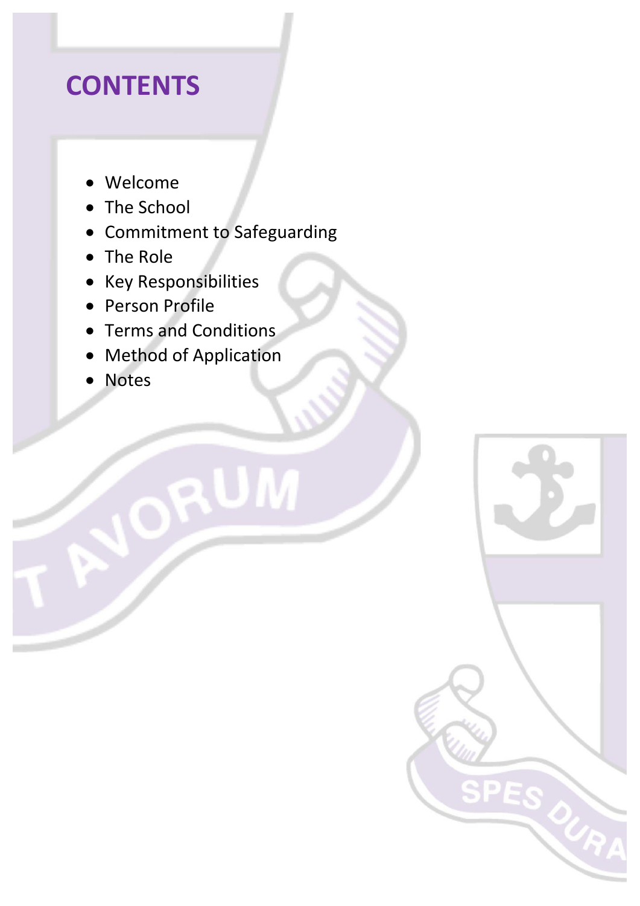# CONTENTS

- Welcome
- The School
- Commitment to Safeguarding
- The Role
- Key Responsibilities
- Person Profile
- Terms and Conditions
- Method of Application
- Notes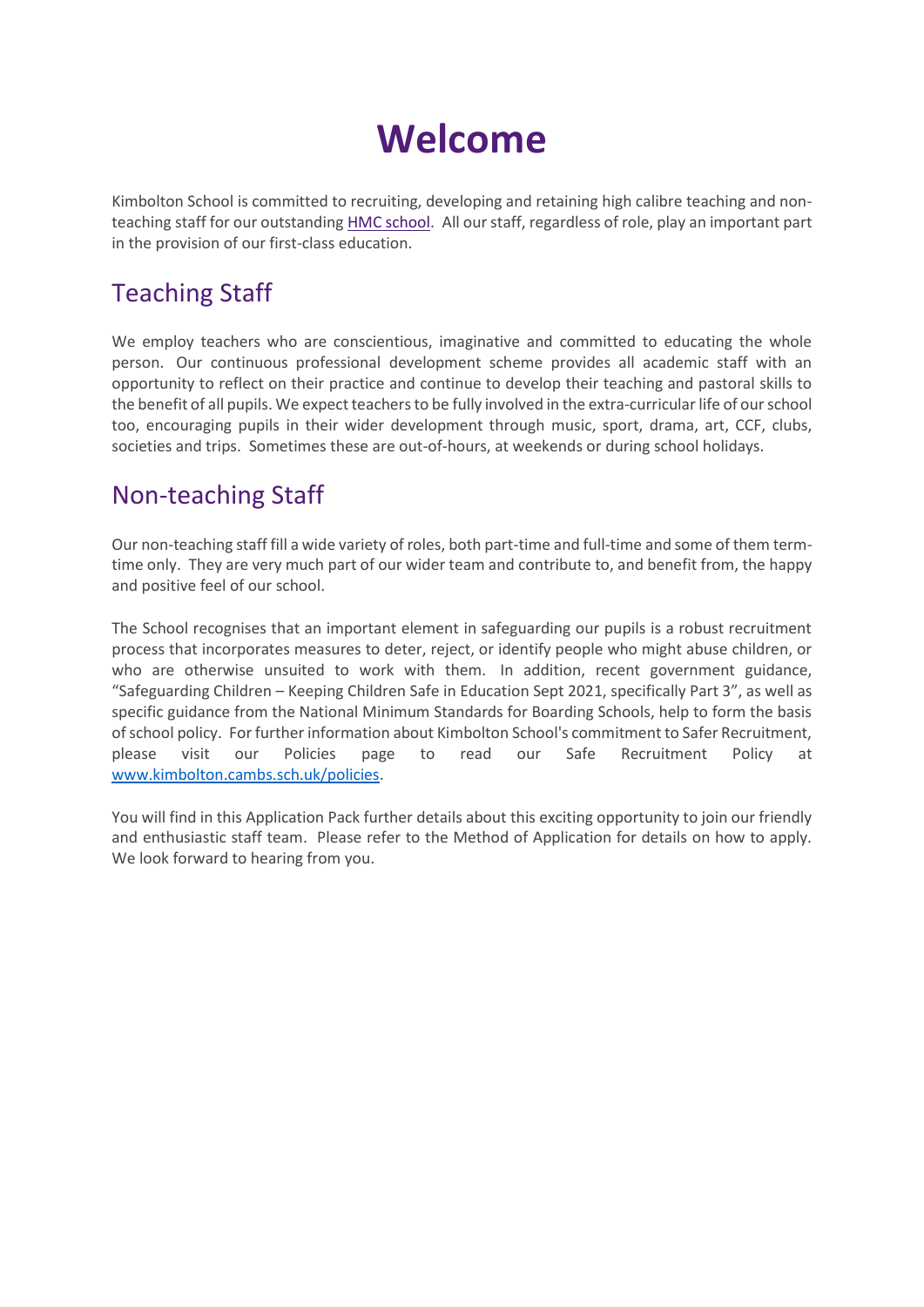# Welcome

Kimbolton School is committed to recruiting, developing and retaining high calibre teaching and non-teaching staff for our outstanding HMC school. All our staff, regardless of role, play an important part in the provision of our first-class education.

## Teaching Staff

We employ teachers who are conscientious, imaginative and committed to educating the whole person. Our continuous professional development scheme provides all academic staff with an opportunity to reflect on their practice and continue to develop their teaching and pastoral skills to the benefit of all pupils. We expect teachers to be fully involved in the extra-curricular life of our school too, encouraging pupils in their wider development through music, sport, drama, art, CCF, clubs, societies and trips. Sometimes these are out-of-hours, at weekends or during school holidays.

## Non-teaching Staff

Our non-teaching staff fill a wide variety of roles, both part-time and full-time and some of them term-time only. They are very much part of our wider team and contribute to, and benefit from, the happy and positive feel of our school.

The School recognises that an important element in safeguarding our pupils is a robust recruitment process that incorporates measures to deter, reject, or identify people who might abuse children, or who are otherwise unsuited to work with them. In addition, recent government guidance, "Safeguarding Children – Keeping Children Safe in Education Sept 2021, specifically Part 3", as well as specific guidance from the National Minimum Standards for Boarding Schools, help to form the basis of school policy. For further information about Kimbolton School's commitment to Safer Recruitment, please visit our Policies page to read our Safe Recruitment Policy at www.kimbolton.cambs.sch.uk/policies.

You will find in this Application Pack further details about this exciting opportunity to join our friendly and enthusiastic staff team. Please refer to the Method of Application for details on how to apply. We look forward to hearing from you.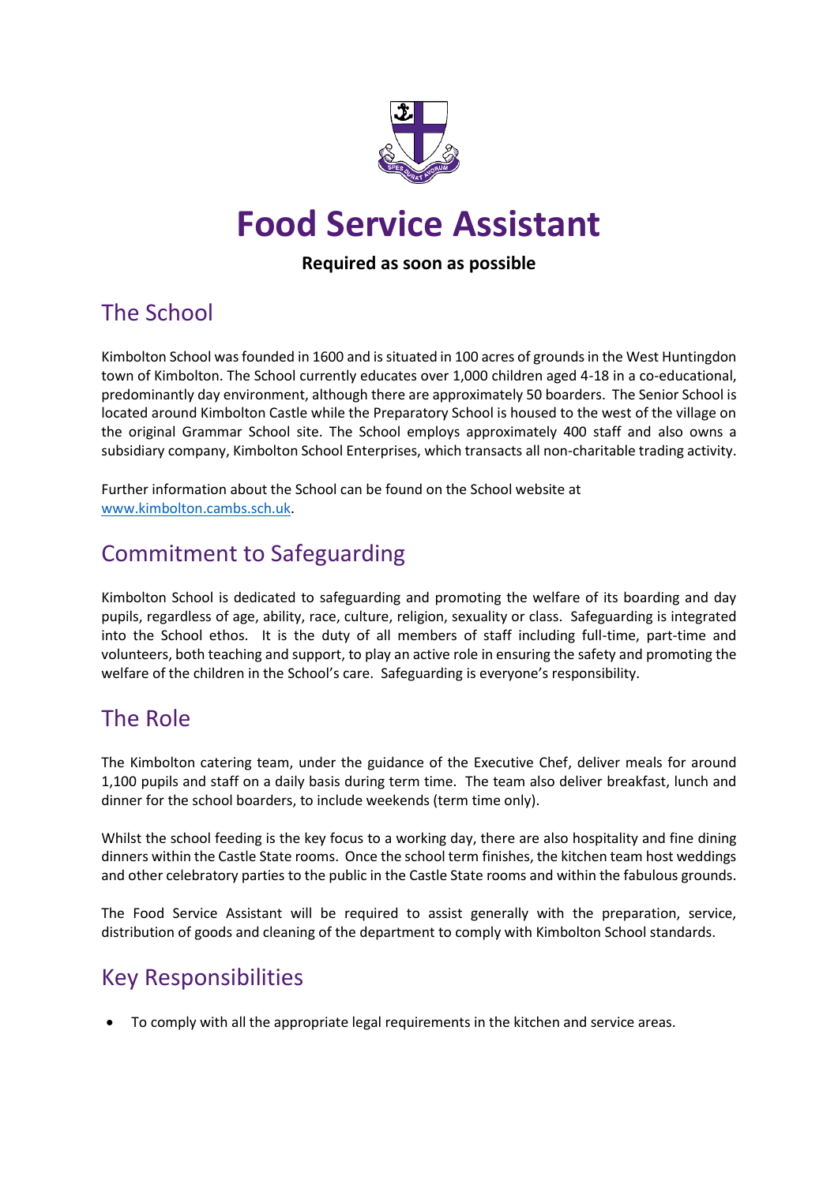# Food Service Assistant

**Required as soon as possible**

## The School

Kimbolton School was founded in 1600 and is situated in 100 acres of grounds in the West Huntingdon town of Kimbolton. The School currently educates over 1,000 children aged 4-18 in a co-educational, predominantly day environment, although there are approximately 50 boarders. The Senior School is located around Kimbolton Castle while the Preparatory School is housed to the west of the village on the original Grammar School site. The School employs approximately 400 staff and also owns a subsidiary company, Kimbolton School Enterprises, which transacts all non-charitable trading activity.

Further information about the School can be found on the School website at [www.kimbolton.cambs.sch.uk](http://www.kimbolton.cambs.sch.uk).

## Commitment to Safeguarding

Kimbolton School is dedicated to safeguarding and promoting the welfare of its boarding and day pupils, regardless of age, ability, race, culture, religion, sexuality or class. Safeguarding is integrated into the School ethos. It is the duty of all members of staff including full-time, part-time and volunteers, both teaching and support, to play an active role in ensuring the safety and promoting the welfare of the children in the School's care. Safeguarding is everyone's responsibility.

## The Role

The Kimbolton catering team, under the guidance of the Executive Chef, deliver meals for around 1,100 pupils and staff on a daily basis during term time. The team also deliver breakfast, lunch and dinner for the school boarders, to include weekends (term time only).

Whilst the school feeding is the key focus to a working day, there are also hospitality and fine dining dinners within the Castle State rooms. Once the school term finishes, the kitchen team host weddings and other celebratory parties to the public in the Castle State rooms and within the fabulous grounds.

The Food Service Assistant will be required to assist generally with the preparation, service, distribution of goods and cleaning of the department to comply with Kimbolton School standards.

## Key Responsibilities

- To comply with all the appropriate legal requirements in the kitchen and service areas.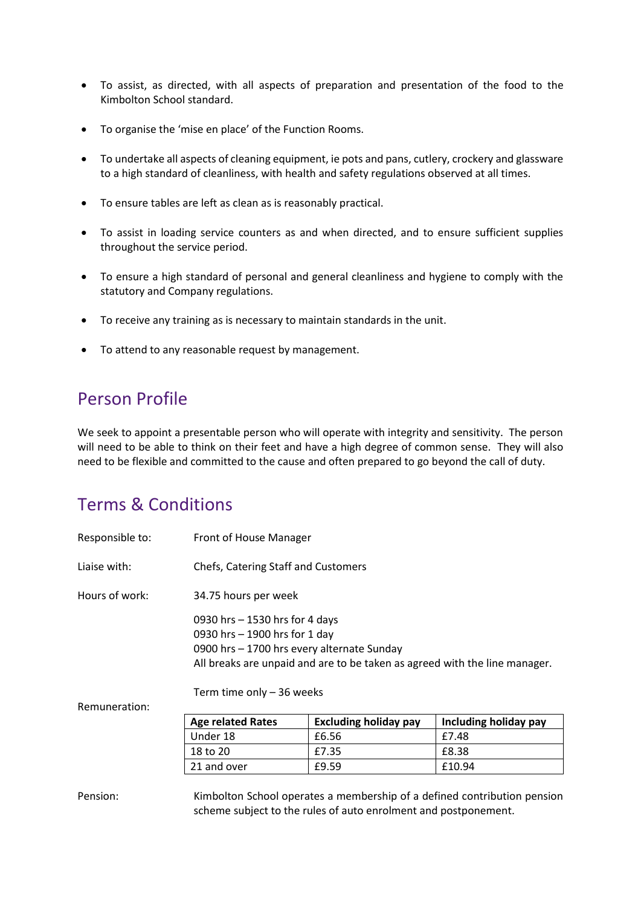- To assist, as directed, with all aspects of preparation and presentation of the food to the Kimbolton School standard.
- To organise the 'mise en place' of the Function Rooms.
- To undertake all aspects of cleaning equipment, ie pots and pans, cutlery, crockery and glassware to a high standard of cleanliness, with health and safety regulations observed at all times.
- To ensure tables are left as clean as is reasonably practical.
- To assist in loading service counters as and when directed, and to ensure sufficient supplies throughout the service period.
- To ensure a high standard of personal and general cleanliness and hygiene to comply with the statutory and Company regulations.
- To receive any training as is necessary to maintain standards in the unit.
- To attend to any reasonable request by management.

## Person Profile

We seek to appoint a presentable person who will operate with integrity and sensitivity. The person will need to be able to think on their feet and have a high degree of common sense. They will also need to be flexible and committed to the cause and often prepared to go beyond the call of duty.

## Terms & Conditions

Responsible to: Front of House Manager

Liaise with: Chefs, Catering Staff and Customers

Hours of work: 34.75 hours per week

0930 hrs – 1530 hrs for 4 days
0930 hrs – 1900 hrs for 1 day
0900 hrs – 1700 hrs every alternate Sunday
All breaks are unpaid and are to be taken as agreed with the line manager.

Term time only – 36 weeks

Remuneration:

| Age related Rates | Excluding holiday pay | Including holiday pay |
|---|---|---|
| Under 18 | £6.56 | £7.48 |
| 18 to 20 | £7.35 | £8.38 |
| 21 and over | £9.59 | £10.94 |

Pension: Kimbolton School operates a membership of a defined contribution pension scheme subject to the rules of auto enrolment and postponement.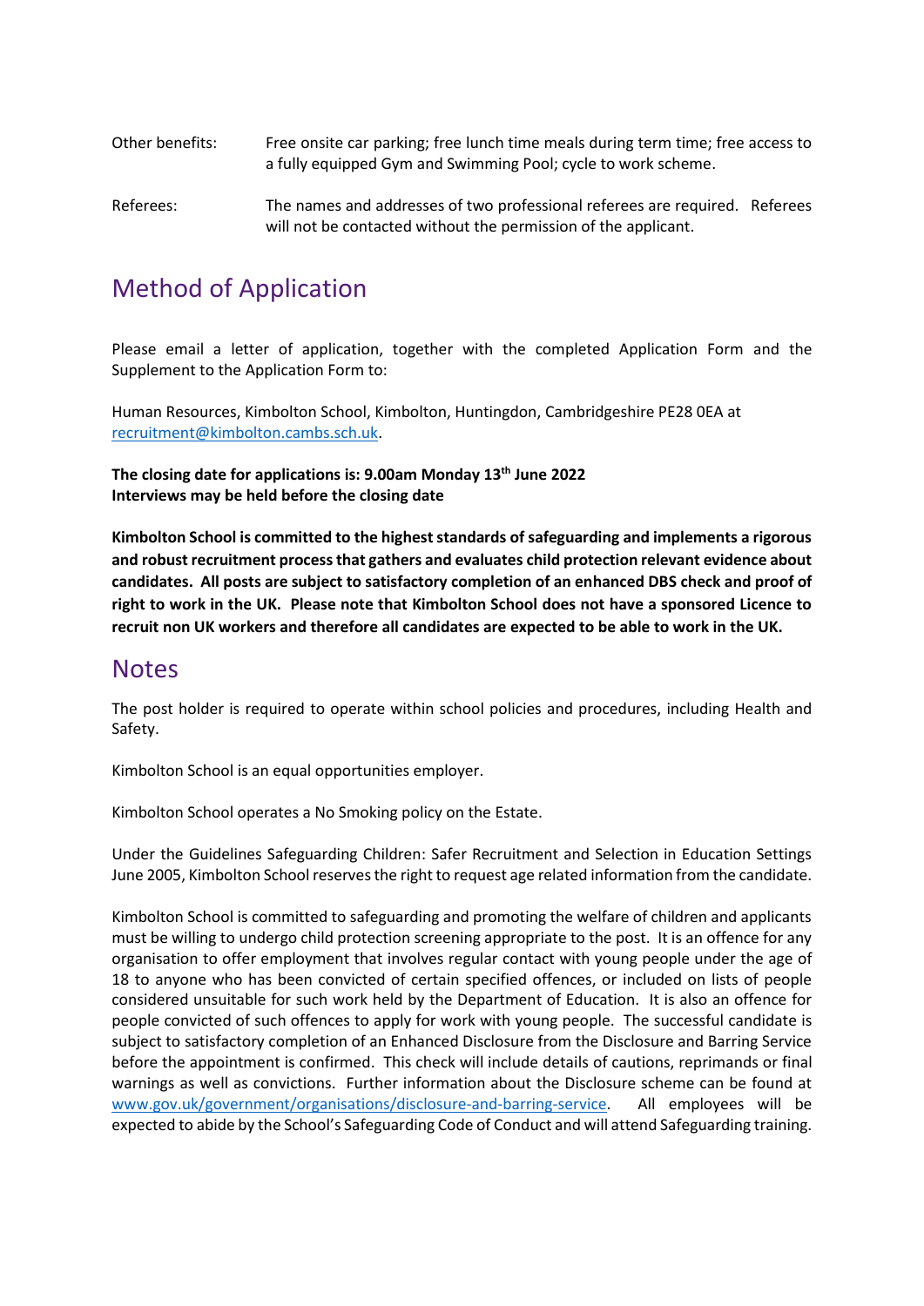Other benefits: Free onsite car parking; free lunch time meals during term time; free access to a fully equipped Gym and Swimming Pool; cycle to work scheme.

Referees: The names and addresses of two professional referees are required. Referees will not be contacted without the permission of the applicant.

## Method of Application

Please email a letter of application, together with the completed Application Form and the Supplement to the Application Form to:

Human Resources, Kimbolton School, Kimbolton, Huntingdon, Cambridgeshire PE28 0EA at recruitment@kimbolton.cambs.sch.uk.

**The closing date for applications is: 9.00am Monday 13th June 2022**
**Interviews may be held before the closing date**

**Kimbolton School is committed to the highest standards of safeguarding and implements a rigorous and robust recruitment process that gathers and evaluates child protection relevant evidence about candidates. All posts are subject to satisfactory completion of an enhanced DBS check and proof of right to work in the UK. Please note that Kimbolton School does not have a sponsored Licence to recruit non UK workers and therefore all candidates are expected to be able to work in the UK.**

## Notes

The post holder is required to operate within school policies and procedures, including Health and Safety.

Kimbolton School is an equal opportunities employer.

Kimbolton School operates a No Smoking policy on the Estate.

Under the Guidelines Safeguarding Children: Safer Recruitment and Selection in Education Settings June 2005, Kimbolton School reserves the right to request age related information from the candidate.

Kimbolton School is committed to safeguarding and promoting the welfare of children and applicants must be willing to undergo child protection screening appropriate to the post. It is an offence for any organisation to offer employment that involves regular contact with young people under the age of 18 to anyone who has been convicted of certain specified offences, or included on lists of people considered unsuitable for such work held by the Department of Education. It is also an offence for people convicted of such offences to apply for work with young people. The successful candidate is subject to satisfactory completion of an Enhanced Disclosure from the Disclosure and Barring Service before the appointment is confirmed. This check will include details of cautions, reprimands or final warnings as well as convictions. Further information about the Disclosure scheme can be found at www.gov.uk/government/organisations/disclosure-and-barring-service. All employees will be expected to abide by the School's Safeguarding Code of Conduct and will attend Safeguarding training.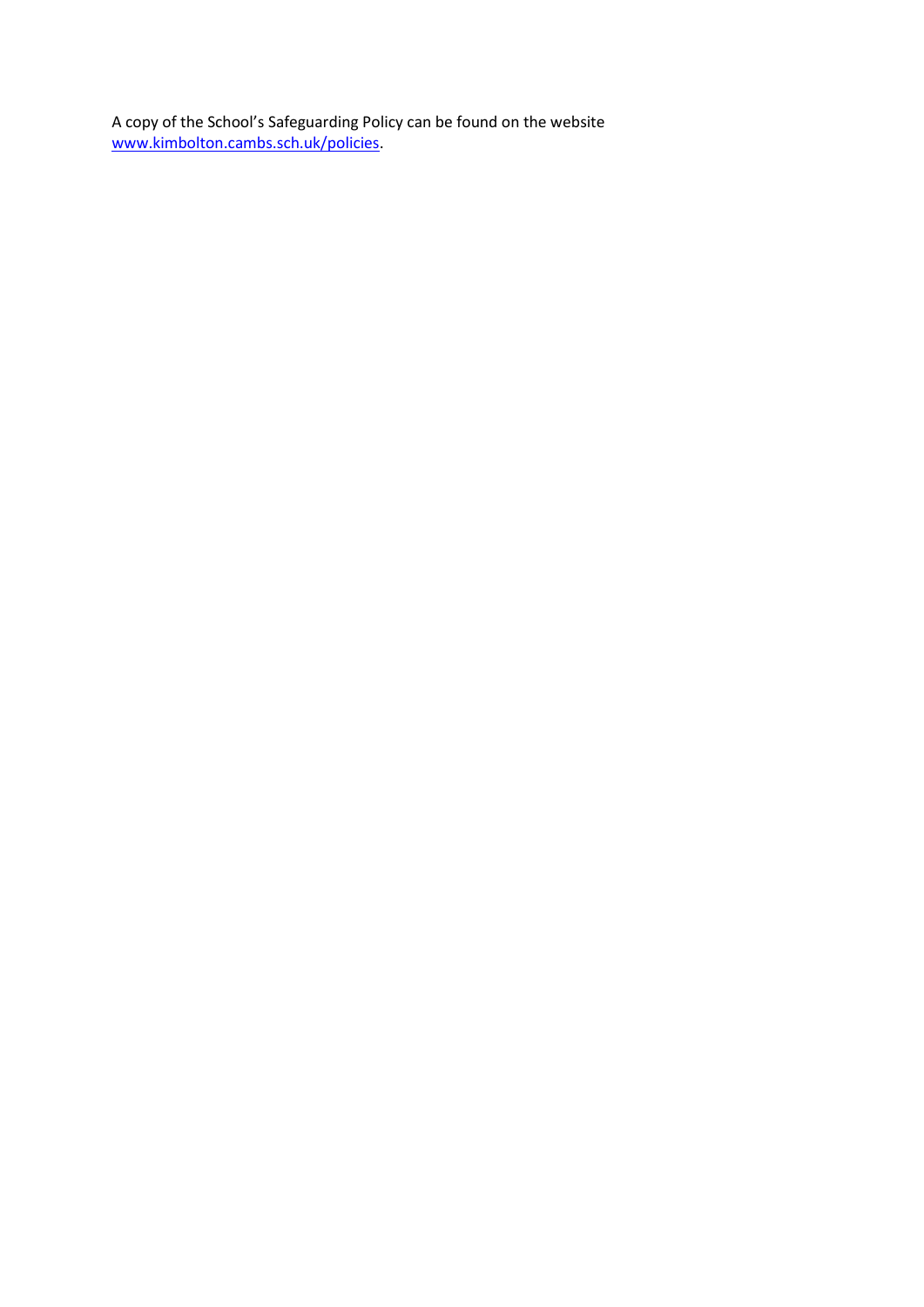A copy of the School's Safeguarding Policy can be found on the website [www.kimbolton.cambs.sch.uk/policies](http://www.kimbolton.cambs.sch.uk/policies).